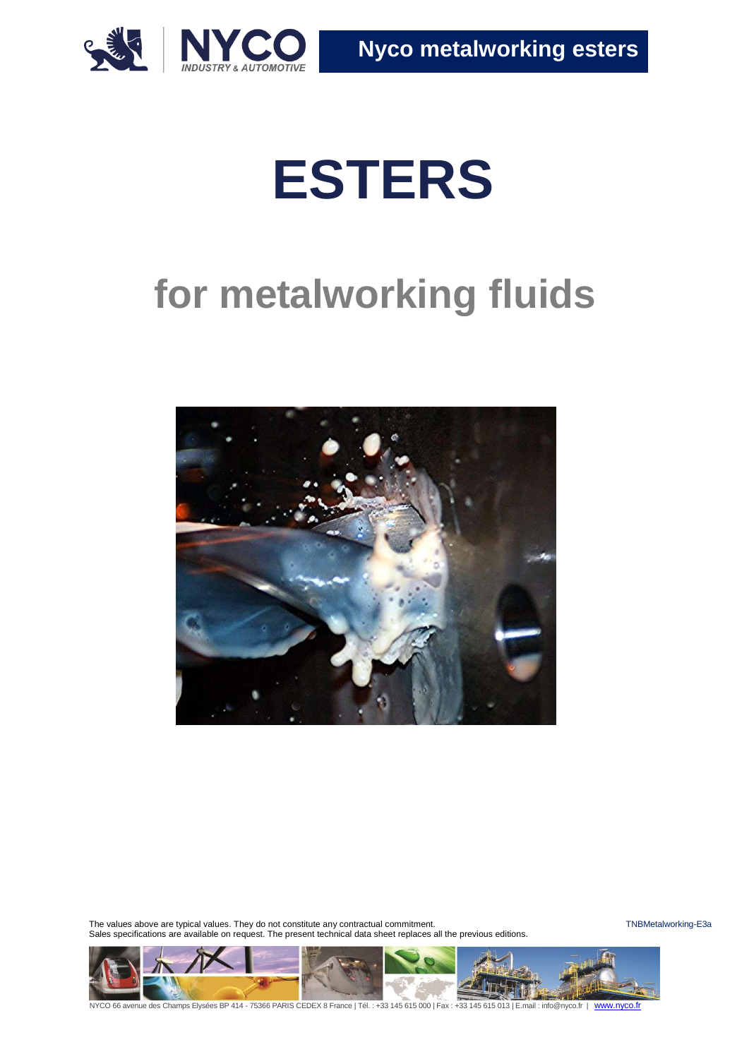Nyco metalworking esters

# ESTERS

## for metalworking fluids

The values above are typical values. They do not constitute any contractual commitment.
Sales specifications are available on request. The present technical data sheet replaces all the previous editions.

TNBMetalworking-E3a

NYCO 66 avenue des Champs Elysées BP 414 - 75366 PARIS CEDEX 8 France | Tél. : +33 145 615 000 | Fax : +33 145 615 013 | E.mail : info@nyco.fr | www.nyco.fr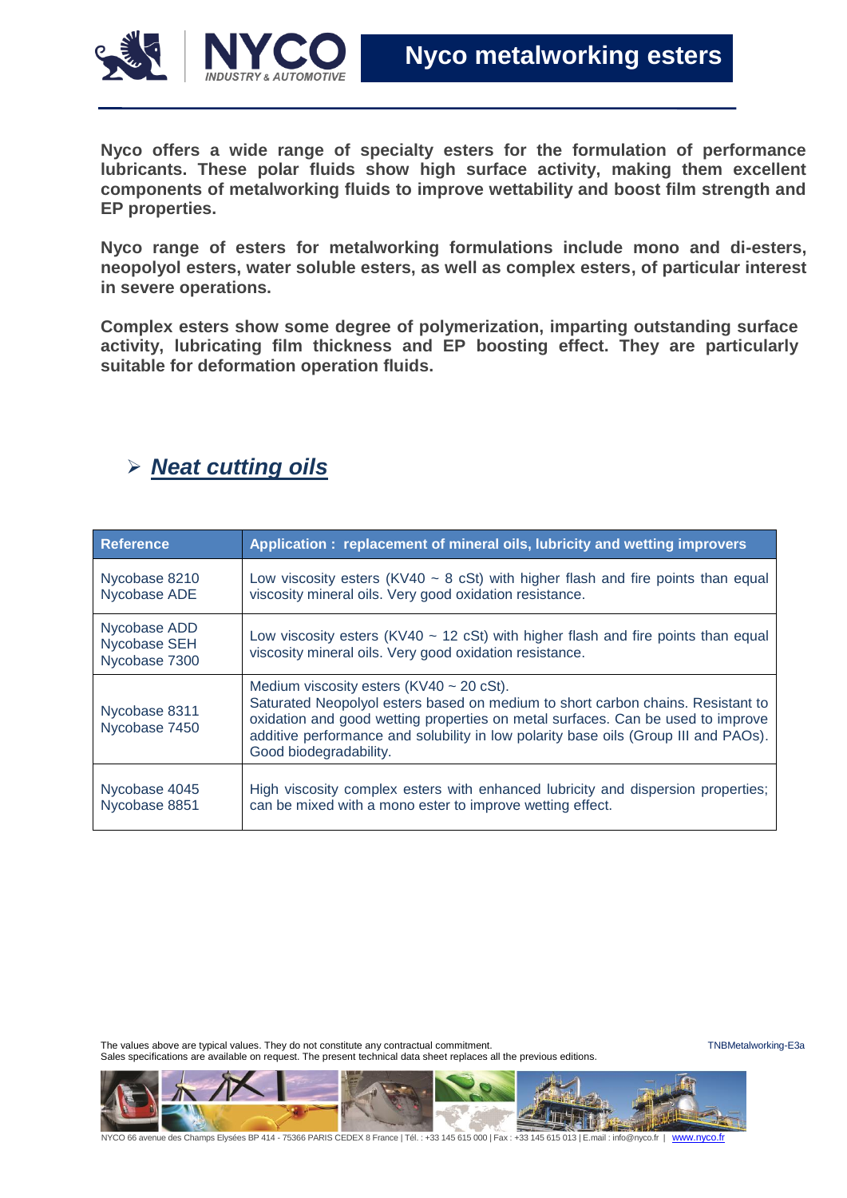# Nyco metalworking esters

**Nyco offers a wide range of specialty esters for the formulation of performance lubricants. These polar fluids show high surface activity, making them excellent components of metalworking fluids to improve wettability and boost film strength and EP properties.**

**Nyco range of esters for metalworking formulations include mono and di-esters, neopolyol esters, water soluble esters, as well as complex esters, of particular interest in severe operations.**

**Complex esters show some degree of polymerization, imparting outstanding surface activity, lubricating film thickness and EP boosting effect. They are particularly suitable for deformation operation fluids.**

## ➢ ***Neat cutting oils***

| Reference | Application : replacement of mineral oils, lubricity and wetting improvers |
|---|---|
| Nycobase 8210<br>Nycobase ADE | Low viscosity esters (KV40 ~ 8 cSt) with higher flash and fire points than equal viscosity mineral oils. Very good oxidation resistance. |
| Nycobase ADD<br>Nycobase SEH<br>Nycobase 7300 | Low viscosity esters (KV40 ~ 12 cSt) with higher flash and fire points than equal viscosity mineral oils. Very good oxidation resistance. |
| Nycobase 8311<br>Nycobase 7450 | Medium viscosity esters (KV40 ~ 20 cSt).<br>Saturated Neopolyol esters based on medium to short carbon chains. Resistant to oxidation and good wetting properties on metal surfaces. Can be used to improve additive performance and solubility in low polarity base oils (Group III and PAOs). Good biodegradability. |
| Nycobase 4045<br>Nycobase 8851 | High viscosity complex esters with enhanced lubricity and dispersion properties; can be mixed with a mono ester to improve wetting effect. |

The values above are typical values. They do not constitute any contractual commitment.
Sales specifications are available on request. The present technical data sheet replaces all the previous editions.

TNBMetalworking-E3a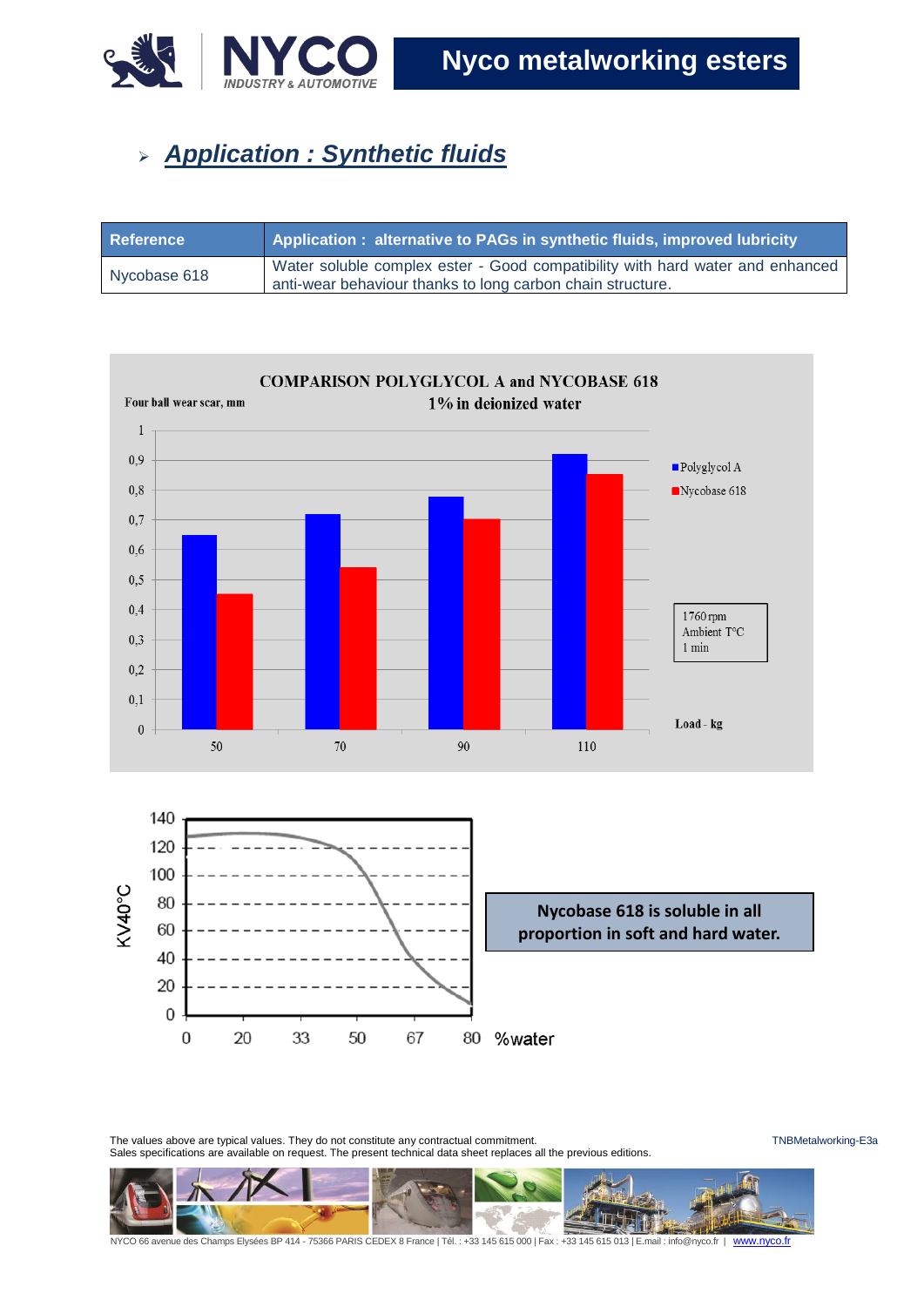## Application : Synthetic fluids

| Reference | Application : alternative to PAGs in synthetic fluids, improved lubricity |
|---|---|
| Nycobase 618 | Water soluble complex ester - Good compatibility with hard water and enhanced anti-wear behaviour thanks to long carbon chain structure. |

**COMPARISON POLYGLYCOL A and NYCOBASE 618**

**1% in deionized water**

Four ball wear scar, mm

1760 rpm
Ambient T°C
1 min

Load - kg

Polyglycol A
Nycobase 618

KV40°C

%water

**Nycobase 618 is soluble in all proportion in soft and hard water.**

The values above are typical values. They do not constitute any contractual commitment.
Sales specifications are available on request. The present technical data sheet replaces all the previous editions.

TNBMetalworking-E3a

NYCO 66 avenue des Champs Elysées BP 414 - 75366 PARIS CEDEX 8 France | Tél. : +33 145 615 000 | Fax : +33 145 615 013 | E.mail : info@nyco.fr | www.nyco.fr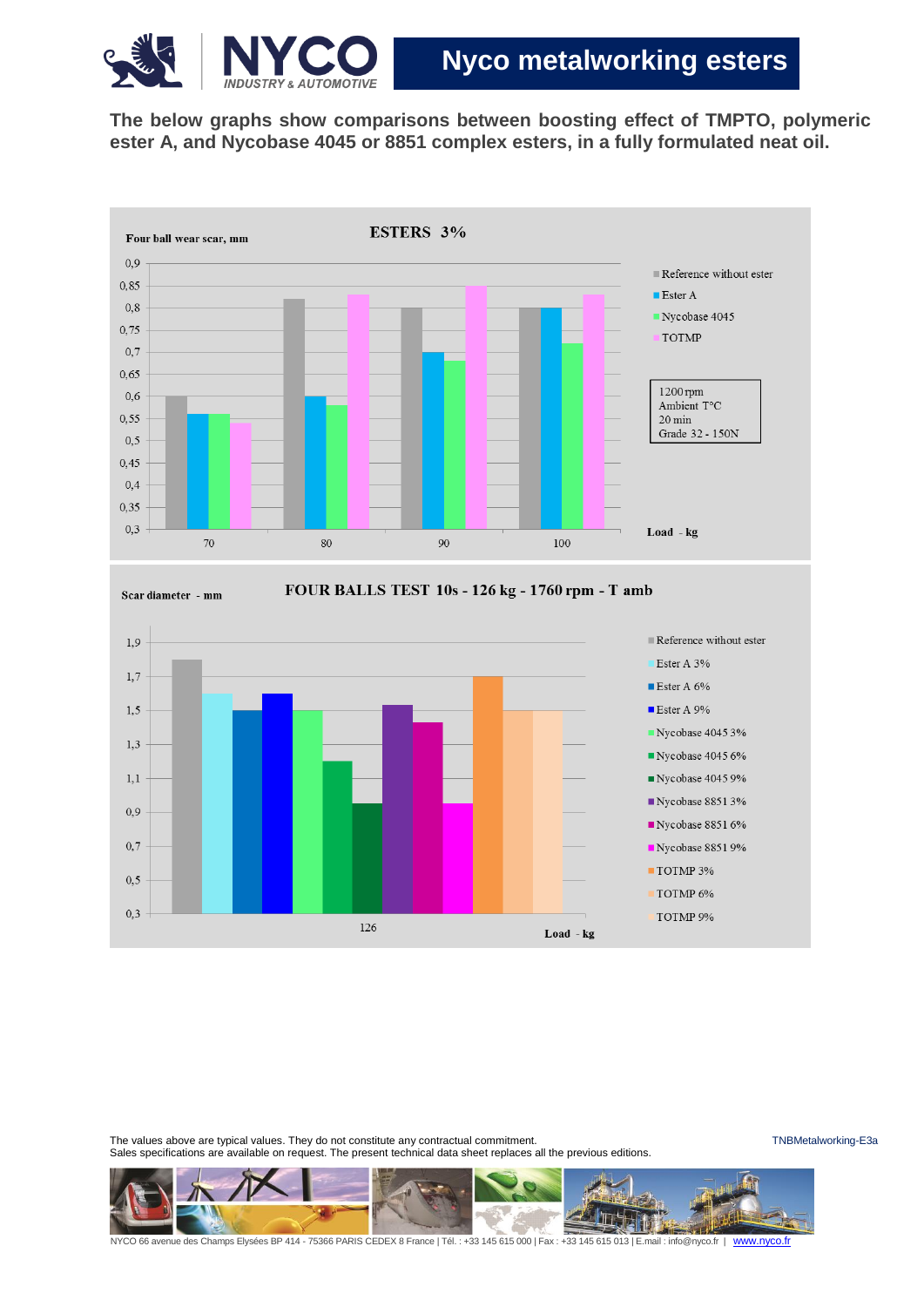# Nyco metalworking esters

**The below graphs show comparisons between boosting effect of TMPTO, polymeric ester A, and Nycobase 4045 or 8851 complex esters, in a fully formulated neat oil.**

**ESTERS 3%**

Four ball wear scar, mm

1200 rpm
Ambient T°C
20 min
Grade 32 - 150N

| Load - kg | Reference without ester | Ester A | Nycobase 4045 | TOTMP |
|---|---|---|---|---|
| 70 | 0,6 | 0,56 | 0,56 | 0,54 |
| 80 | 0,82 | 0,6 | 0,58 | 0,83 |
| 90 | 0,8 | 0,7 | 0,68 | 0,85 |
| 100 | 0,8 | 0,8 | 0,72 | 0,83 |

**FOUR BALLS TEST 10s - 126 kg - 1760 rpm - T amb**

Scar diameter - mm

| Load - kg: 126 | Scar diameter - mm |
|---|---|
| Reference without ester | 1,8 |
| Ester A 3% | 1,6 |
| Ester A 6% | 1,5 |
| Ester A 9% | 1,6 |
| Nycobase 4045 3% | 1,5 |
| Nycobase 4045 6% | 1,2 |
| Nycobase 4045 9% | 0,95 |
| Nycobase 8851 3% | 1,53 |
| Nycobase 8851 6% | 1,43 |
| Nycobase 8851 9% | 0,95 |
| TOTMP 3% | 1,7 |
| TOTMP 6% | 1,5 |
| TOTMP 9% | 1,5 |

The values above are typical values. They do not constitute any contractual commitment.
Sales specifications are available on request. The present technical data sheet replaces all the previous editions.

TNBMetalworking-E3a

NYCO 66 avenue des Champs Elysées BP 414 - 75366 PARIS CEDEX 8 France | Tél. : +33 145 615 000 | Fax : +33 145 615 013 | E.mail : info@nyco.fr | www.nyco.fr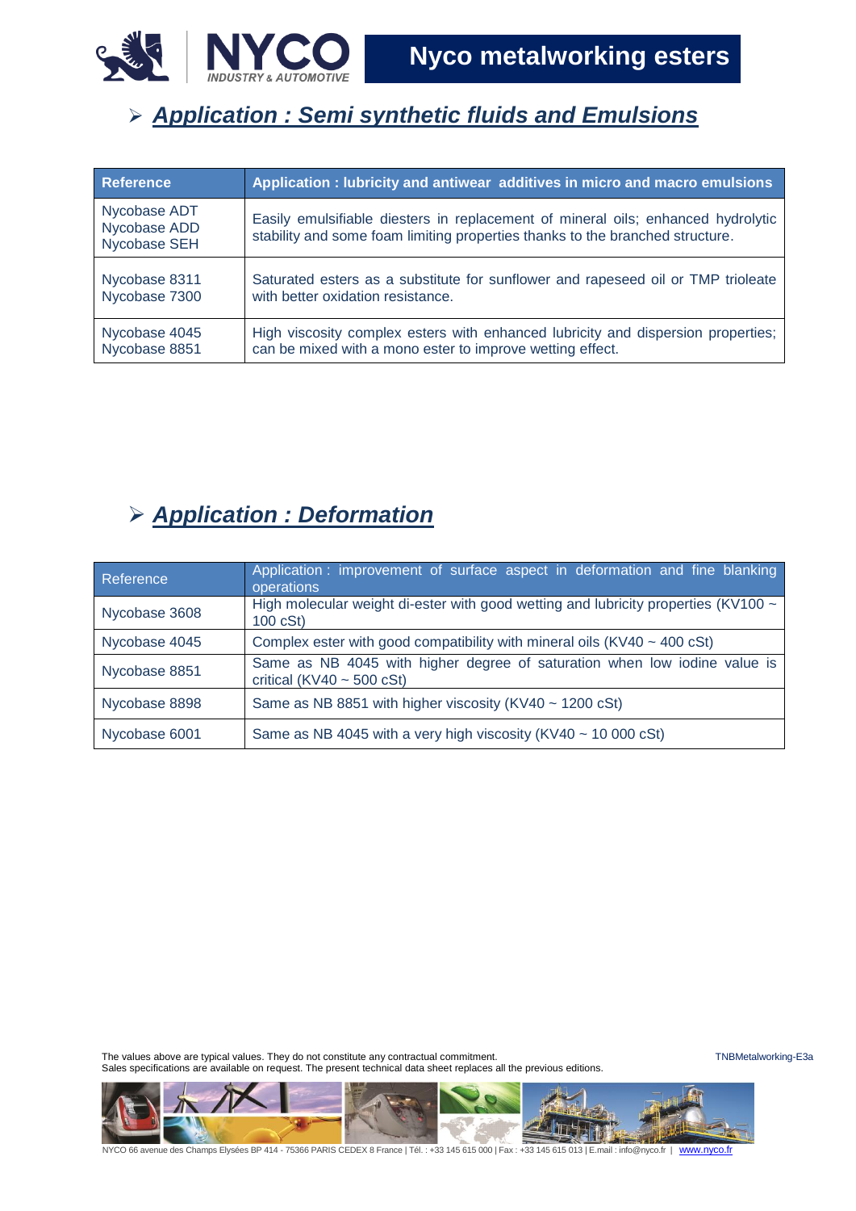## Nyco metalworking esters

## *Application : Semi synthetic fluids and Emulsions*

| Reference | Application : lubricity and antiwear additives in micro and macro emulsions |
|---|---|
| Nycobase ADT<br>Nycobase ADD<br>Nycobase SEH | Easily emulsifiable diesters in replacement of mineral oils; enhanced hydrolytic stability and some foam limiting properties thanks to the branched structure. |
| Nycobase 8311<br>Nycobase 7300 | Saturated esters as a substitute for sunflower and rapeseed oil or TMP trioleate with better oxidation resistance. |
| Nycobase 4045<br>Nycobase 8851 | High viscosity complex esters with enhanced lubricity and dispersion properties; can be mixed with a mono ester to improve wetting effect. |

## *Application : Deformation*

| Reference | Application : improvement of surface aspect in deformation and fine blanking operations |
|---|---|
| Nycobase 3608 | High molecular weight di-ester with good wetting and lubricity properties (KV100 ~ 100 cSt) |
| Nycobase 4045 | Complex ester with good compatibility with mineral oils (KV40 ~ 400 cSt) |
| Nycobase 8851 | Same as NB 4045 with higher degree of saturation when low iodine value is critical (KV40 ~ 500 cSt) |
| Nycobase 8898 | Same as NB 8851 with higher viscosity (KV40 ~ 1200 cSt) |
| Nycobase 6001 | Same as NB 4045 with a very high viscosity (KV40 ~ 10 000 cSt) |

The values above are typical values. They do not constitute any contractual commitment.
Sales specifications are available on request. The present technical data sheet replaces all the previous editions.

TNBMetalworking-E3a

NYCO 66 avenue des Champs Elysées BP 414 - 75366 PARIS CEDEX 8 France | Tél. : +33 145 615 000 | Fax : +33 145 615 013 | E.mail : info@nyco.fr | www.nyco.fr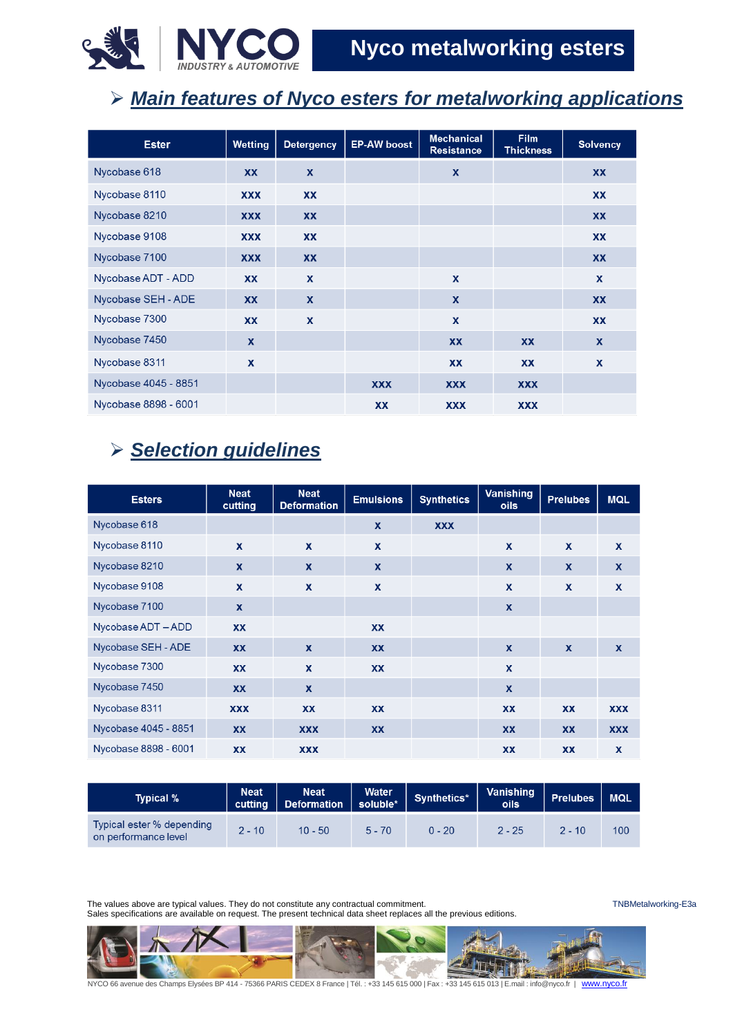# Nyco metalworking esters

## Main features of Nyco esters for metalworking applications

| Ester | Wetting | Detergency | EP-AW boost | Mechanical Resistance | Film Thickness | Solvency |
|---|---|---|---|---|---|---|
| Nycobase 618 | xx | x | | x | | xx |
| Nycobase 8110 | xxx | xx | | | | xx |
| Nycobase 8210 | xxx | xx | | | | xx |
| Nycobase 9108 | xxx | xx | | | | xx |
| Nycobase 7100 | xxx | xx | | | | xx |
| Nycobase ADT - ADD | xx | x | | x | | x |
| Nycobase SEH - ADE | xx | x | | x | | xx |
| Nycobase 7300 | xx | x | | x | | xx |
| Nycobase 7450 | x | | | xx | xx | x |
| Nycobase 8311 | x | | | xx | xx | x |
| Nycobase 4045 - 8851 | | | xxx | xxx | xxx | |
| Nycobase 8898 - 6001 | | | xx | xxx | xxx | |

## Selection guidelines

| Esters | Neat cutting | Neat Deformation | Emulsions | Synthetics | Vanishing oils | Prelubes | MQL |
|---|---|---|---|---|---|---|---|
| Nycobase 618 | | | x | xxx | | | |
| Nycobase 8110 | x | x | x | | x | x | x |
| Nycobase 8210 | x | x | x | | x | x | x |
| Nycobase 9108 | x | x | x | | x | x | x |
| Nycobase 7100 | x | | | | x | | |
| Nycobase ADT – ADD | xx | | xx | | | | |
| Nycobase SEH - ADE | xx | x | xx | | x | x | x |
| Nycobase 7300 | xx | x | xx | | x | | |
| Nycobase 7450 | xx | x | | | x | | |
| Nycobase 8311 | xxx | xx | xx | | xx | xx | xxx |
| Nycobase 4045 - 8851 | xx | xxx | xx | | xx | xx | xxx |
| Nycobase 8898 - 6001 | xx | xxx | | | xx | xx | x |

| Typical % | Neat cutting | Neat Deformation | Water soluble* | Synthetics* | Vanishing oils | Prelubes | MQL |
|---|---|---|---|---|---|---|---|
| Typical ester % depending on performance level | 2 - 10 | 10 - 50 | 5 - 70 | 0 - 20 | 2 - 25 | 2 - 10 | 100 |

The values above are typical values. They do not constitute any contractual commitment.
Sales specifications are available on request. The present technical data sheet replaces all the previous editions.

TNBMetalworking-E3a

NYCO 66 avenue des Champs Elysées BP 414 - 75366 PARIS CEDEX 8 France | Tél. : +33 145 615 000 | Fax : +33 145 615 013 | E.mail : info@nyco.fr | www.nyco.fr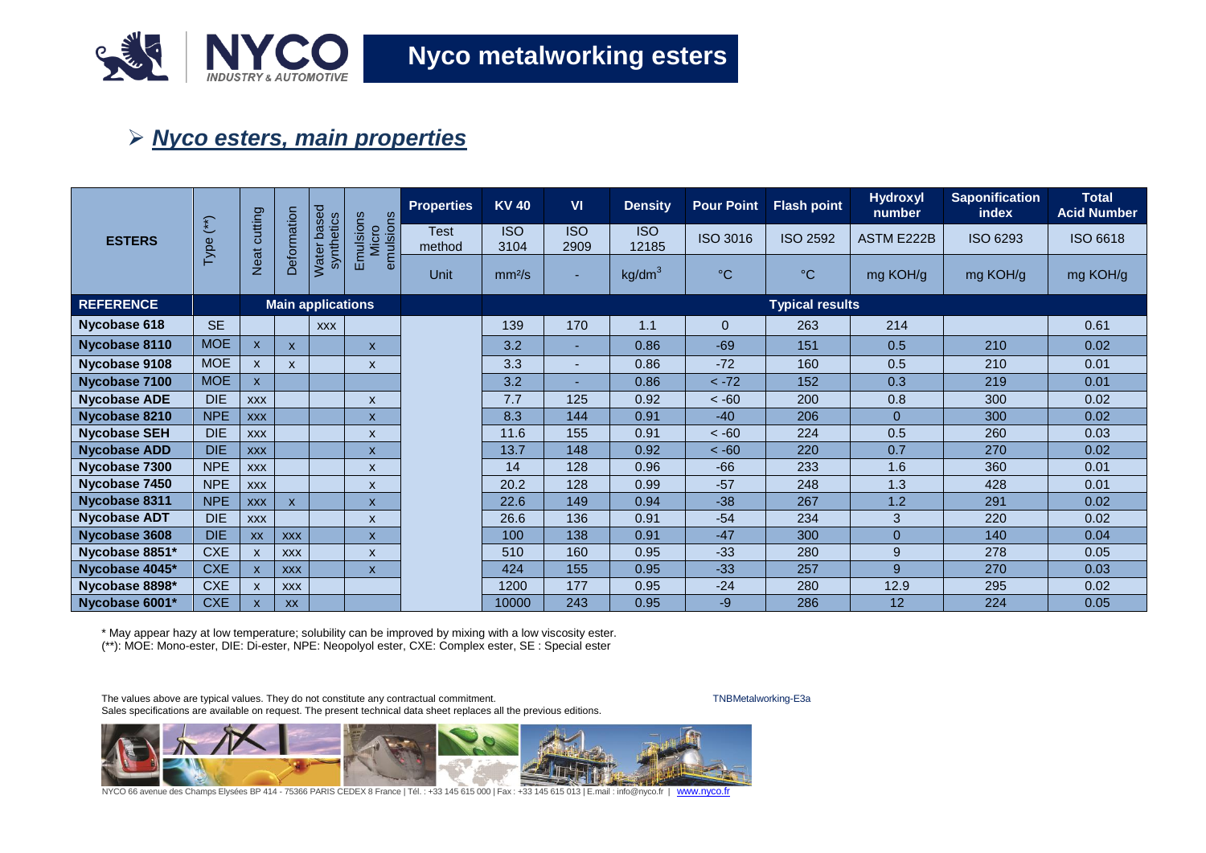# Nyco metalworking esters

## Nyco esters, main properties

| ESTERS | Type (**) | Neat cutting | Deformation | Water based synthetics | Emulsions Micro emulsions | Properties | KV 40 | VI | Density | Pour Point | Flash point | Hydroxyl number | Saponification index | Total Acid Number |
|---|---|---|---|---|---|---|---|---|---|---|---|---|---|---|
| | | | | | | Test method | ISO 3104 | ISO 2909 | ISO 12185 | ISO 3016 | ISO 2592 | ASTM E222B | ISO 6293 | ISO 6618 |
| | | | | | | Unit | mm²/s | - | kg/dm$^3$ | °C | °C | mg KOH/g | mg KOH/g | mg KOH/g |
| **REFERENCE** | | **Main applications** | | | | | **Typical results** | | | | | | | |
| **Nycobase 618** | SE | | | xxx | | | 139 | 170 | 1.1 | 0 | 263 | 214 | | 0.61 |
| **Nycobase 8110** | MOE | x | x | | x | | 3.2 | - | 0.86 | -69 | 151 | 0.5 | 210 | 0.02 |
| **Nycobase 9108** | MOE | x | x | | x | | 3.3 | - | 0.86 | -72 | 160 | 0.5 | 210 | 0.01 |
| **Nycobase 7100** | MOE | x | | | | | 3.2 | - | 0.86 | < -72 | 152 | 0.3 | 219 | 0.01 |
| **Nycobase ADE** | DIE | xxx | | | x | | 7.7 | 125 | 0.92 | < -60 | 200 | 0.8 | 300 | 0.02 |
| **Nycobase 8210** | NPE | xxx | | | x | | 8.3 | 144 | 0.91 | -40 | 206 | 0 | 300 | 0.02 |
| **Nycobase SEH** | DIE | xxx | | | x | | 11.6 | 155 | 0.91 | < -60 | 224 | 0.5 | 260 | 0.03 |
| **Nycobase ADD** | DIE | xxx | | | x | | 13.7 | 148 | 0.92 | < -60 | 220 | 0.7 | 270 | 0.02 |
| **Nycobase 7300** | NPE | xxx | | | x | | 14 | 128 | 0.96 | -66 | 233 | 1.6 | 360 | 0.01 |
| **Nycobase 7450** | NPE | xxx | | | x | | 20.2 | 128 | 0.99 | -57 | 248 | 1.3 | 428 | 0.01 |
| **Nycobase 8311** | NPE | xxx | x | | x | | 22.6 | 149 | 0.94 | -38 | 267 | 1.2 | 291 | 0.02 |
| **Nycobase ADT** | DIE | xxx | | | x | | 26.6 | 136 | 0.91 | -54 | 234 | 3 | 220 | 0.02 |
| **Nycobase 3608** | DIE | xx | xxx | | x | | 100 | 138 | 0.91 | -47 | 300 | 0 | 140 | 0.04 |
| **Nycobase 8851*** | CXE | x | xxx | | x | | 510 | 160 | 0.95 | -33 | 280 | 9 | 278 | 0.05 |
| **Nycobase 4045*** | CXE | x | xxx | | x | | 424 | 155 | 0.95 | -33 | 257 | 9 | 270 | 0.03 |
| **Nycobase 8898*** | CXE | x | xxx | | | | 1200 | 177 | 0.95 | -24 | 280 | 12.9 | 295 | 0.02 |
| **Nycobase 6001*** | CXE | x | xx | | | | 10000 | 243 | 0.95 | -9 | 286 | 12 | 224 | 0.05 |

\* May appear hazy at low temperature; solubility can be improved by mixing with a low viscosity ester.
(**): MOE: Mono-ester, DIE: Di-ester, NPE: Neopolyol ester, CXE: Complex ester, SE : Special ester

The values above are typical values. They do not constitute any contractual commitment.
Sales specifications are available on request. The present technical data sheet replaces all the previous editions.

TNBMetalworking-E3a

NYCO 66 avenue des Champs Elysées BP 414 - 75366 PARIS CEDEX 8 France | Tél. : +33 145 615 000 | Fax : +33 145 615 013 | E.mail : info@nyco.fr | www.nyco.fr